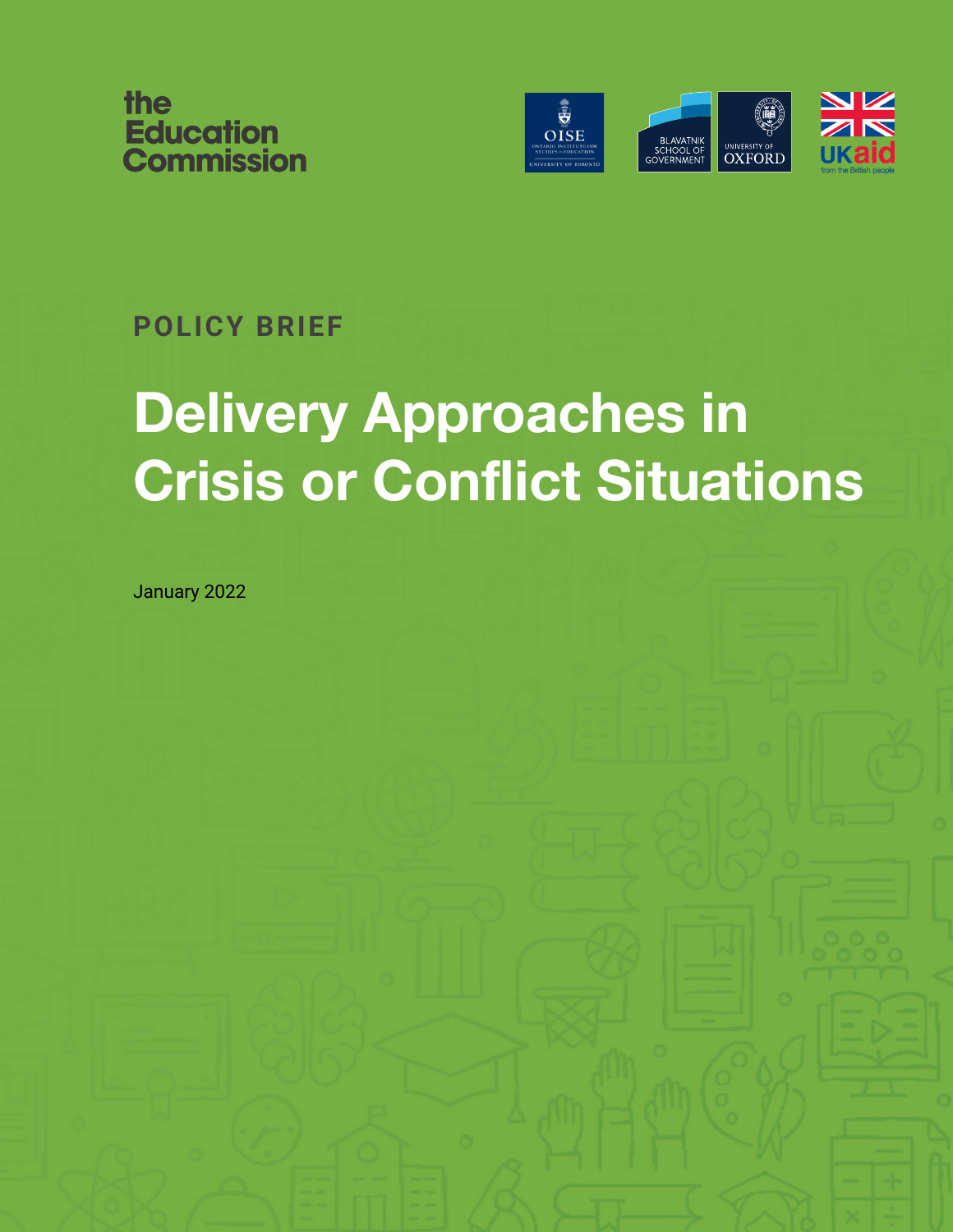the Education Commission

OISE ONTARIO INSTITUTE FOR STUDIES IN EDUCATION UNIVERSITY OF TORONTO

BLAVATNIK SCHOOL OF GOVERNMENT UNIVERSITY OF OXFORD

UKaid from the British people

POLICY BRIEF

# Delivery Approaches in Crisis or Conflict Situations

January 2022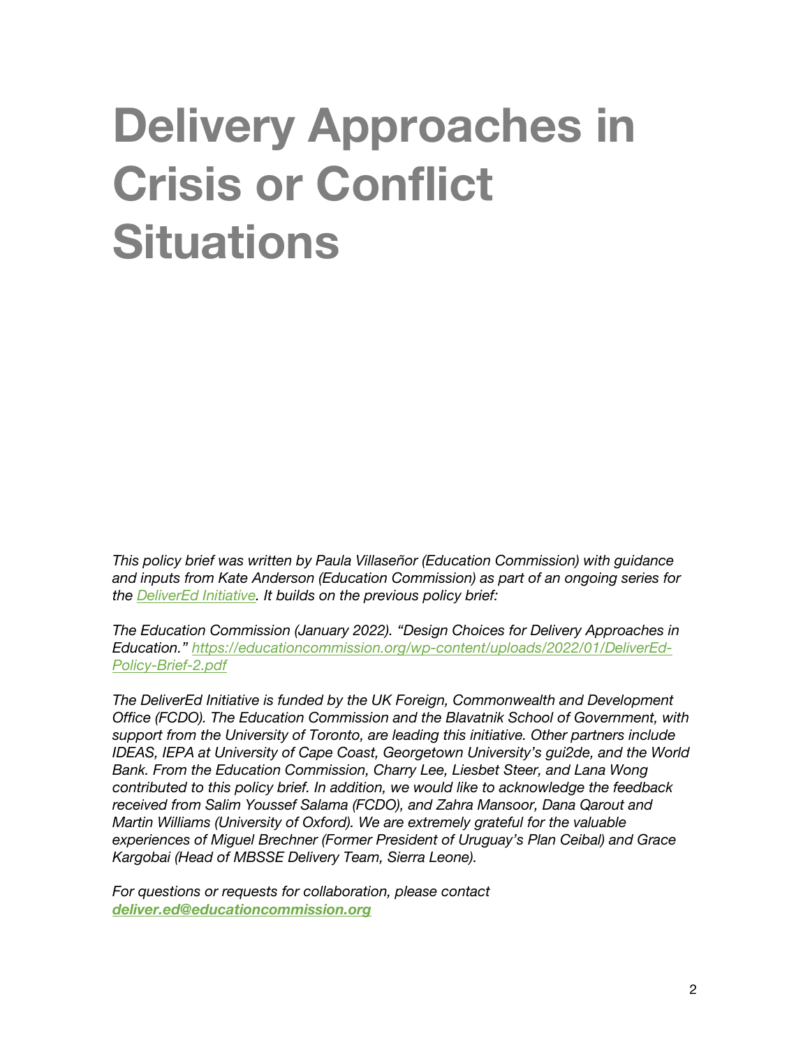# Delivery Approaches in Crisis or Conflict Situations

*This policy brief was written by Paula Villaseñor (Education Commission) with guidance and inputs from Kate Anderson (Education Commission) as part of an ongoing series for the [DeliverEd Initiative](). It builds on the previous policy brief:*

*The Education Commission (January 2022). "Design Choices for Delivery Approaches in Education." [https://educationcommission.org/wp-content/uploads/2022/01/DeliverEd-Policy-Brief-2.pdf](https://educationcommission.org/wp-content/uploads/2022/01/DeliverEd-Policy-Brief-2.pdf)*

*The DeliverEd Initiative is funded by the UK Foreign, Commonwealth and Development Office (FCDO). The Education Commission and the Blavatnik School of Government, with support from the University of Toronto, are leading this initiative. Other partners include IDEAS, IEPA at University of Cape Coast, Georgetown University's gui2de, and the World Bank. From the Education Commission, Charry Lee, Liesbet Steer, and Lana Wong contributed to this policy brief. In addition, we would like to acknowledge the feedback received from Salim Youssef Salama (FCDO), and Zahra Mansoor, Dana Qarout and Martin Williams (University of Oxford). We are extremely grateful for the valuable experiences of Miguel Brechner (Former President of Uruguay's Plan Ceibal) and Grace Kargobai (Head of MBSSE Delivery Team, Sierra Leone).*

*For questions or requests for collaboration, please contact* ***deliver.ed@educationcommission.org***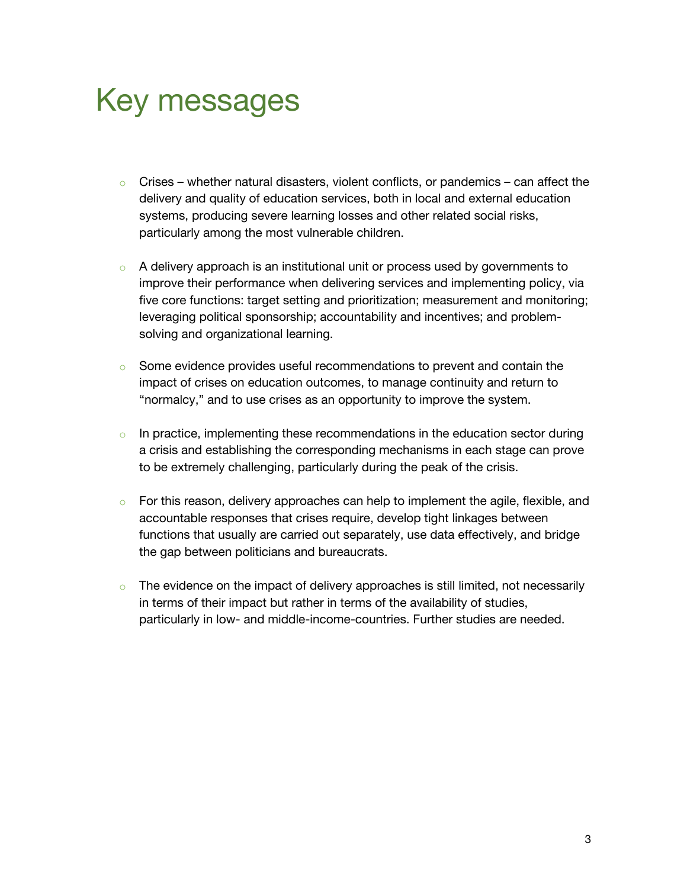# Key messages

- Crises – whether natural disasters, violent conflicts, or pandemics – can affect the delivery and quality of education services, both in local and external education systems, producing severe learning losses and other related social risks, particularly among the most vulnerable children.

- A delivery approach is an institutional unit or process used by governments to improve their performance when delivering services and implementing policy, via five core functions: target setting and prioritization; measurement and monitoring; leveraging political sponsorship; accountability and incentives; and problem-solving and organizational learning.

- Some evidence provides useful recommendations to prevent and contain the impact of crises on education outcomes, to manage continuity and return to "normalcy," and to use crises as an opportunity to improve the system.

- In practice, implementing these recommendations in the education sector during a crisis and establishing the corresponding mechanisms in each stage can prove to be extremely challenging, particularly during the peak of the crisis.

- For this reason, delivery approaches can help to implement the agile, flexible, and accountable responses that crises require, develop tight linkages between functions that usually are carried out separately, use data effectively, and bridge the gap between politicians and bureaucrats.

- The evidence on the impact of delivery approaches is still limited, not necessarily in terms of their impact but rather in terms of the availability of studies, particularly in low- and middle-income-countries. Further studies are needed.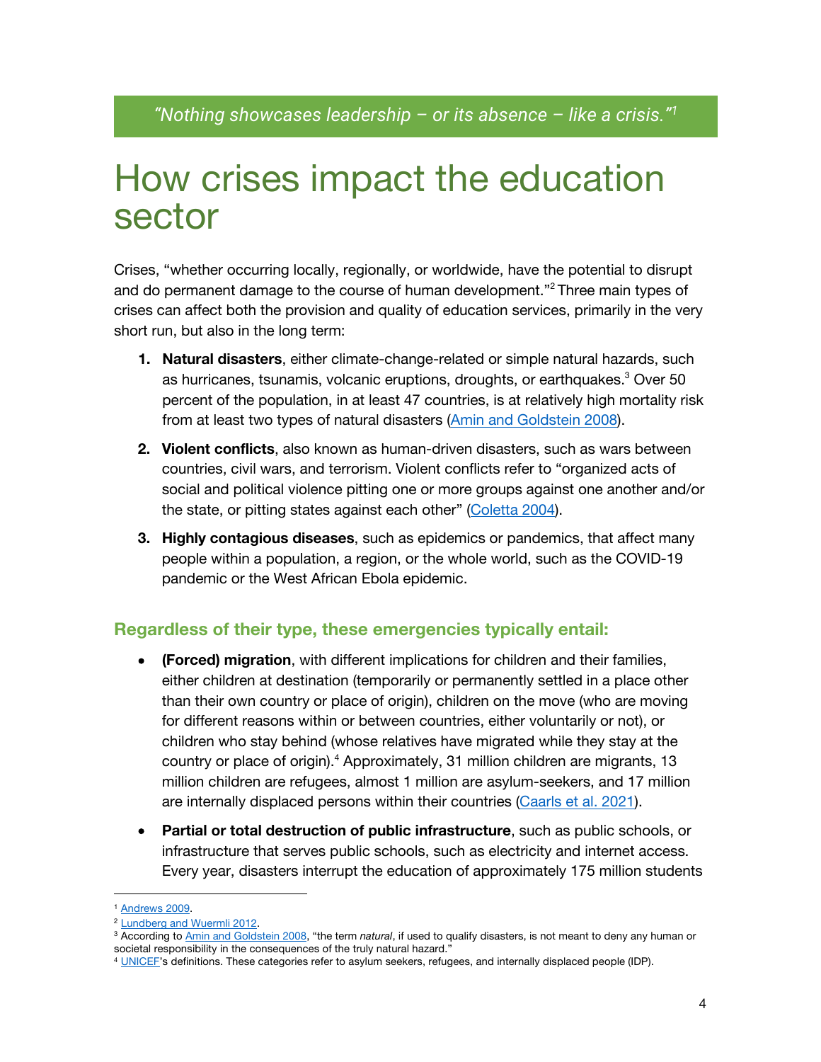*"Nothing showcases leadership – or its absence – like a crisis."*[1]

# How crises impact the education sector

Crises, "whether occurring locally, regionally, or worldwide, have the potential to disrupt and do permanent damage to the course of human development."[2] Three main types of crises can affect both the provision and quality of education services, primarily in the very short run, but also in the long term:

1. **Natural disasters**, either climate-change-related or simple natural hazards, such as hurricanes, tsunamis, volcanic eruptions, droughts, or earthquakes.[3] Over 50 percent of the population, in at least 47 countries, is at relatively high mortality risk from at least two types of natural disasters (Amin and Goldstein 2008).
2. **Violent conflicts**, also known as human-driven disasters, such as wars between countries, civil wars, and terrorism. Violent conflicts refer to "organized acts of social and political violence pitting one or more groups against one another and/or the state, or pitting states against each other" (Coletta 2004).
3. **Highly contagious diseases**, such as epidemics or pandemics, that affect many people within a population, a region, or the whole world, such as the COVID-19 pandemic or the West African Ebola epidemic.

### Regardless of their type, these emergencies typically entail:

- **(Forced) migration**, with different implications for children and their families, either children at destination (temporarily or permanently settled in a place other than their own country or place of origin), children on the move (who are moving for different reasons within or between countries, either voluntarily or not), or children who stay behind (whose relatives have migrated while they stay at the country or place of origin).[4] Approximately, 31 million children are migrants, 13 million children are refugees, almost 1 million are asylum-seekers, and 17 million are internally displaced persons within their countries (Caarls et al. 2021).
- **Partial or total destruction of public infrastructure**, such as public schools, or infrastructure that serves public schools, such as electricity and internet access. Every year, disasters interrupt the education of approximately 175 million students

---

[1] Andrews 2009.

[2] Lundberg and Wuermli 2012.

[3] According to Amin and Goldstein 2008, "the term *natural*, if used to qualify disasters, is not meant to deny any human or societal responsibility in the consequences of the truly natural hazard."

[4] UNICEF's definitions. These categories refer to asylum seekers, refugees, and internally displaced people (IDP).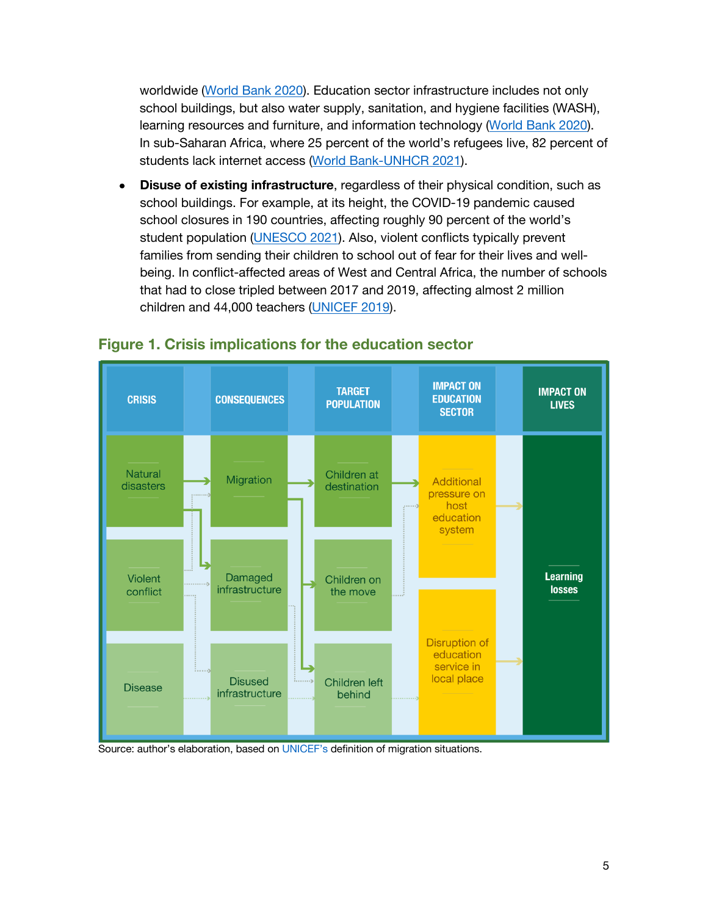worldwide (World Bank 2020). Education sector infrastructure includes not only school buildings, but also water supply, sanitation, and hygiene facilities (WASH), learning resources and furniture, and information technology (World Bank 2020). In sub-Saharan Africa, where 25 percent of the world's refugees live, 82 percent of students lack internet access (World Bank-UNHCR 2021).

- **Disuse of existing infrastructure**, regardless of their physical condition, such as school buildings. For example, at its height, the COVID-19 pandemic caused school closures in 190 countries, affecting roughly 90 percent of the world's student population (UNESCO 2021). Also, violent conflicts typically prevent families from sending their children to school out of fear for their lives and well-being. In conflict-affected areas of West and Central Africa, the number of schools that had to close tripled between 2017 and 2019, affecting almost 2 million children and 44,000 teachers (UNICEF 2019).

## Figure 1. Crisis implications for the education sector

| CRISIS | CONSEQUENCES | TARGET POPULATION | IMPACT ON EDUCATION SECTOR | IMPACT ON LIVES |
|---|---|---|---|---|
| Natural disasters | Migration | Children at destination | Additional pressure on host education system | Learning losses |
| Violent conflict | Damaged infrastructure | Children on the move | | |
| Disease | Disused infrastructure | Children left behind | Disruption of education service in local place | |

Source: author's elaboration, based on UNICEF's definition of migration situations.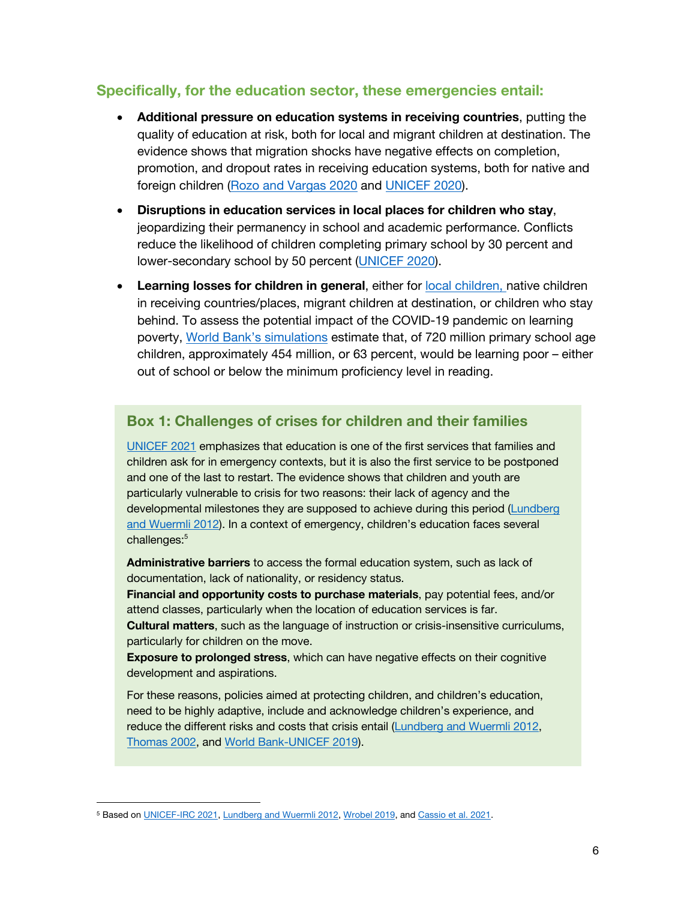### Specifically, for the education sector, these emergencies entail:

- **Additional pressure on education systems in receiving countries**, putting the quality of education at risk, both for local and migrant children at destination. The evidence shows that migration shocks have negative effects on completion, promotion, and dropout rates in receiving education systems, both for native and foreign children (Rozo and Vargas 2020 and UNICEF 2020).
- **Disruptions in education services in local places for children who stay**, jeopardizing their permanency in school and academic performance. Conflicts reduce the likelihood of children completing primary school by 30 percent and lower-secondary school by 50 percent (UNICEF 2020).
- **Learning losses for children in general**, either for local children, native children in receiving countries/places, migrant children at destination, or children who stay behind. To assess the potential impact of the COVID-19 pandemic on learning poverty, World Bank's simulations estimate that, of 720 million primary school age children, approximately 454 million, or 63 percent, would be learning poor – either out of school or below the minimum proficiency level in reading.

### Box 1: Challenges of crises for children and their families

UNICEF 2021 emphasizes that education is one of the first services that families and children ask for in emergency contexts, but it is also the first service to be postponed and one of the last to restart. The evidence shows that children and youth are particularly vulnerable to crisis for two reasons: their lack of agency and the developmental milestones they are supposed to achieve during this period (Lundberg and Wuermli 2012). In a context of emergency, children's education faces several challenges:[5]

**Administrative barriers** to access the formal education system, such as lack of documentation, lack of nationality, or residency status.
**Financial and opportunity costs to purchase materials**, pay potential fees, and/or attend classes, particularly when the location of education services is far.
**Cultural matters**, such as the language of instruction or crisis-insensitive curriculums, particularly for children on the move.
**Exposure to prolonged stress**, which can have negative effects on their cognitive development and aspirations.

For these reasons, policies aimed at protecting children, and children's education, need to be highly adaptive, include and acknowledge children's experience, and reduce the different risks and costs that crisis entail (Lundberg and Wuermli 2012, Thomas 2002, and World Bank-UNICEF 2019).

---

[5] Based on UNICEF-IRC 2021, Lundberg and Wuermli 2012, Wrobel 2019, and Cassio et al. 2021.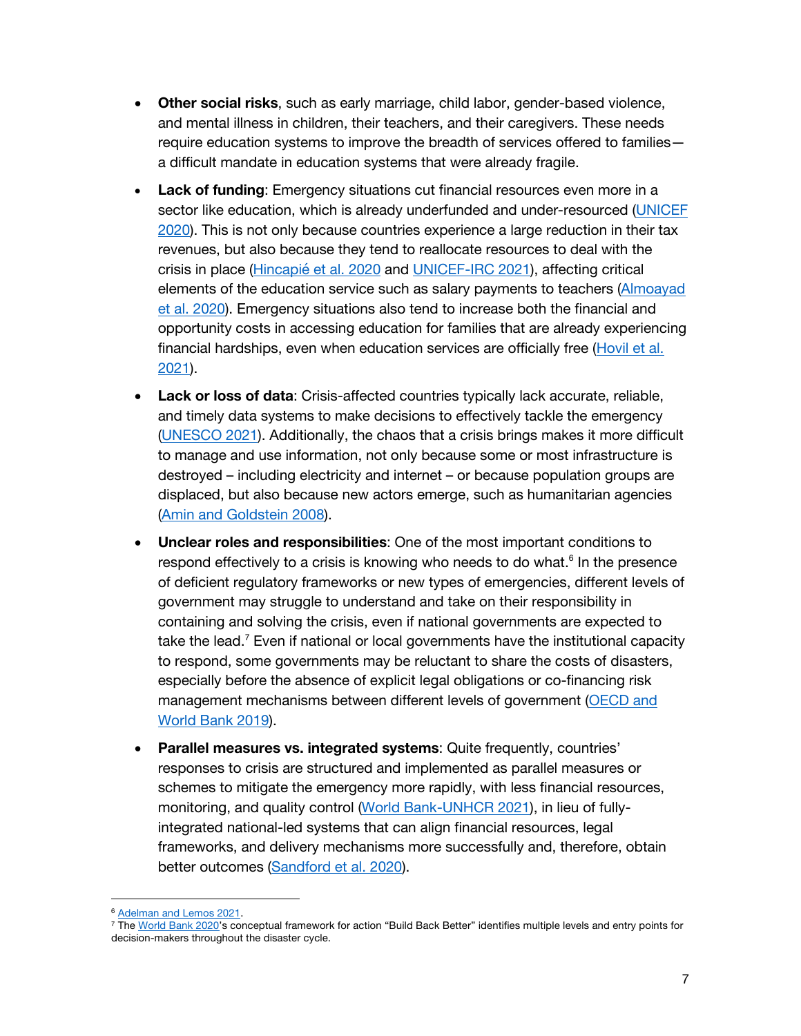- **Other social risks**, such as early marriage, child labor, gender-based violence, and mental illness in children, their teachers, and their caregivers. These needs require education systems to improve the breadth of services offered to families—a difficult mandate in education systems that were already fragile.

- **Lack of funding**: Emergency situations cut financial resources even more in a sector like education, which is already underfunded and under-resourced (UNICEF 2020). This is not only because countries experience a large reduction in their tax revenues, but also because they tend to reallocate resources to deal with the crisis in place (Hincapié et al. 2020 and UNICEF-IRC 2021), affecting critical elements of the education service such as salary payments to teachers (Almoayad et al. 2020). Emergency situations also tend to increase both the financial and opportunity costs in accessing education for families that are already experiencing financial hardships, even when education services are officially free (Hovil et al. 2021).

- **Lack or loss of data**: Crisis-affected countries typically lack accurate, reliable, and timely data systems to make decisions to effectively tackle the emergency (UNESCO 2021). Additionally, the chaos that a crisis brings makes it more difficult to manage and use information, not only because some or most infrastructure is destroyed – including electricity and internet – or because population groups are displaced, but also because new actors emerge, such as humanitarian agencies (Amin and Goldstein 2008).

- **Unclear roles and responsibilities**: One of the most important conditions to respond effectively to a crisis is knowing who needs to do what.[6] In the presence of deficient regulatory frameworks or new types of emergencies, different levels of government may struggle to understand and take on their responsibility in containing and solving the crisis, even if national governments are expected to take the lead.[7] Even if national or local governments have the institutional capacity to respond, some governments may be reluctant to share the costs of disasters, especially before the absence of explicit legal obligations or co-financing risk management mechanisms between different levels of government (OECD and World Bank 2019).

- **Parallel measures vs. integrated systems**: Quite frequently, countries' responses to crisis are structured and implemented as parallel measures or schemes to mitigate the emergency more rapidly, with less financial resources, monitoring, and quality control (World Bank-UNHCR 2021), in lieu of fully-integrated national-led systems that can align financial resources, legal frameworks, and delivery mechanisms more successfully and, therefore, obtain better outcomes (Sandford et al. 2020).

---

[6] Adelman and Lemos 2021.

[7] The World Bank 2020's conceptual framework for action "Build Back Better" identifies multiple levels and entry points for decision-makers throughout the disaster cycle.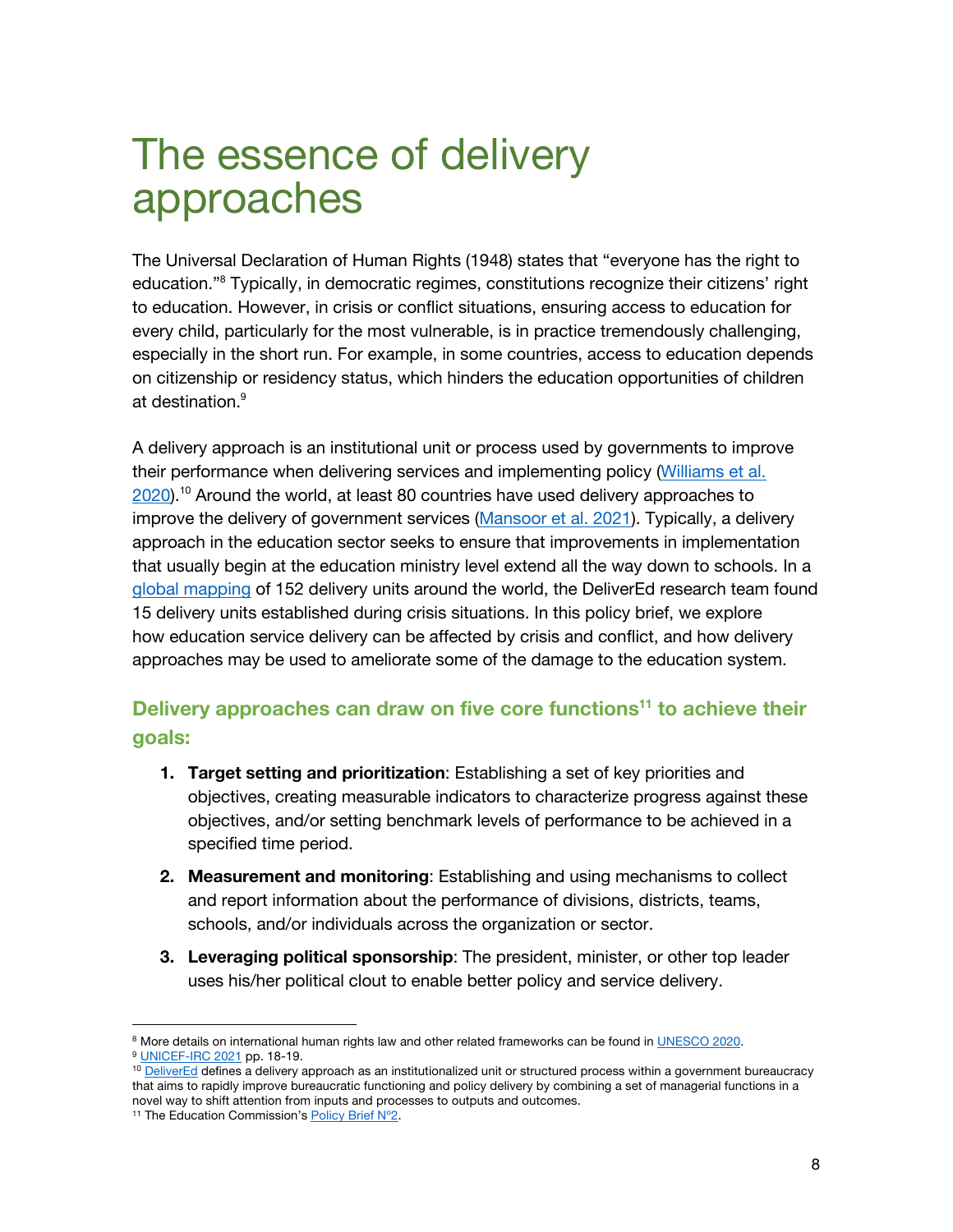# The essence of delivery approaches

The Universal Declaration of Human Rights (1948) states that "everyone has the right to education."[8] Typically, in democratic regimes, constitutions recognize their citizens' right to education. However, in crisis or conflict situations, ensuring access to education for every child, particularly for the most vulnerable, is in practice tremendously challenging, especially in the short run. For example, in some countries, access to education depends on citizenship or residency status, which hinders the education opportunities of children at destination.[9]

A delivery approach is an institutional unit or process used by governments to improve their performance when delivering services and implementing policy (Williams et al. 2020).[10] Around the world, at least 80 countries have used delivery approaches to improve the delivery of government services (Mansoor et al. 2021). Typically, a delivery approach in the education sector seeks to ensure that improvements in implementation that usually begin at the education ministry level extend all the way down to schools. In a global mapping of 152 delivery units around the world, the DeliverEd research team found 15 delivery units established during crisis situations. In this policy brief, we explore how education service delivery can be affected by crisis and conflict, and how delivery approaches may be used to ameliorate some of the damage to the education system.

## Delivery approaches can draw on five core functions[11] to achieve their goals:

1. **Target setting and prioritization**: Establishing a set of key priorities and objectives, creating measurable indicators to characterize progress against these objectives, and/or setting benchmark levels of performance to be achieved in a specified time period.
2. **Measurement and monitoring**: Establishing and using mechanisms to collect and report information about the performance of divisions, districts, teams, schools, and/or individuals across the organization or sector.
3. **Leveraging political sponsorship**: The president, minister, or other top leader uses his/her political clout to enable better policy and service delivery.

---

[8] More details on international human rights law and other related frameworks can be found in UNESCO 2020.

[9] UNICEF-IRC 2021 pp. 18-19.

[10] DeliverEd defines a delivery approach as an institutionalized unit or structured process within a government bureaucracy that aims to rapidly improve bureaucratic functioning and policy delivery by combining a set of managerial functions in a novel way to shift attention from inputs and processes to outputs and outcomes.

[11] The Education Commission's Policy Brief N°2.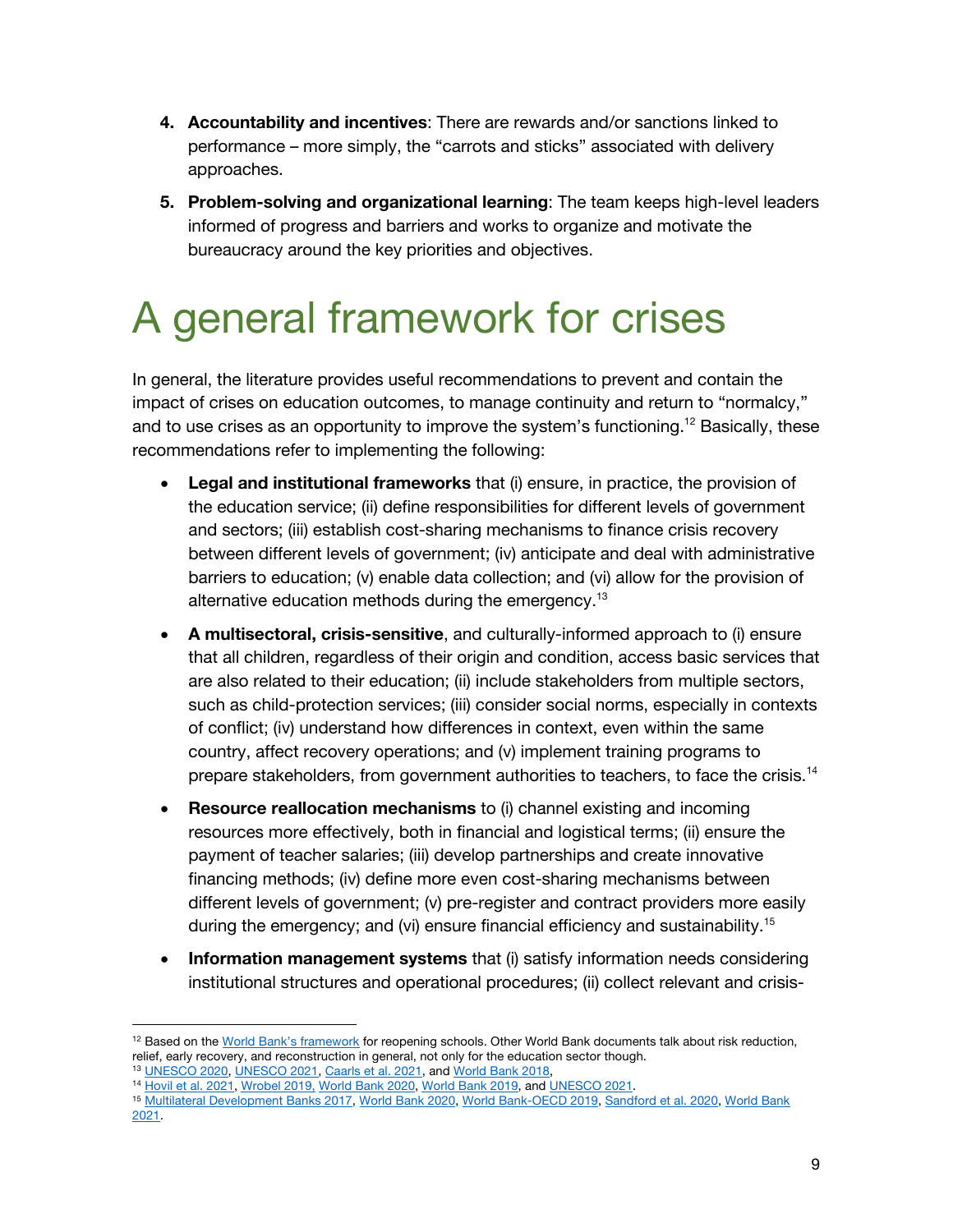4. **Accountability and incentives**: There are rewards and/or sanctions linked to performance – more simply, the "carrots and sticks" associated with delivery approaches.

5. **Problem-solving and organizational learning**: The team keeps high-level leaders informed of progress and barriers and works to organize and motivate the bureaucracy around the key priorities and objectives.

# A general framework for crises

In general, the literature provides useful recommendations to prevent and contain the impact of crises on education outcomes, to manage continuity and return to "normalcy," and to use crises as an opportunity to improve the system's functioning.[12] Basically, these recommendations refer to implementing the following:

- **Legal and institutional frameworks** that (i) ensure, in practice, the provision of the education service; (ii) define responsibilities for different levels of government and sectors; (iii) establish cost-sharing mechanisms to finance crisis recovery between different levels of government; (iv) anticipate and deal with administrative barriers to education; (v) enable data collection; and (vi) allow for the provision of alternative education methods during the emergency.[13]

- **A multisectoral, crisis-sensitive**, and culturally-informed approach to (i) ensure that all children, regardless of their origin and condition, access basic services that are also related to their education; (ii) include stakeholders from multiple sectors, such as child-protection services; (iii) consider social norms, especially in contexts of conflict; (iv) understand how differences in context, even within the same country, affect recovery operations; and (v) implement training programs to prepare stakeholders, from government authorities to teachers, to face the crisis.[14]

- **Resource reallocation mechanisms** to (i) channel existing and incoming resources more effectively, both in financial and logistical terms; (ii) ensure the payment of teacher salaries; (iii) develop partnerships and create innovative financing methods; (iv) define more even cost-sharing mechanisms between different levels of government; (v) pre-register and contract providers more easily during the emergency; and (vi) ensure financial efficiency and sustainability.[15]

- **Information management systems** that (i) satisfy information needs considering institutional structures and operational procedures; (ii) collect relevant and crisis-

---

[12] Based on the World Bank's framework for reopening schools. Other World Bank documents talk about risk reduction, relief, early recovery, and reconstruction in general, not only for the education sector though.

[13] UNESCO 2020, UNESCO 2021, Caarls et al. 2021, and World Bank 2018,

[14] Hovil et al. 2021, Wrobel 2019, World Bank 2020, World Bank 2019, and UNESCO 2021.

[15] Multilateral Development Banks 2017, World Bank 2020, World Bank-OECD 2019, Sandford et al. 2020, World Bank 2021.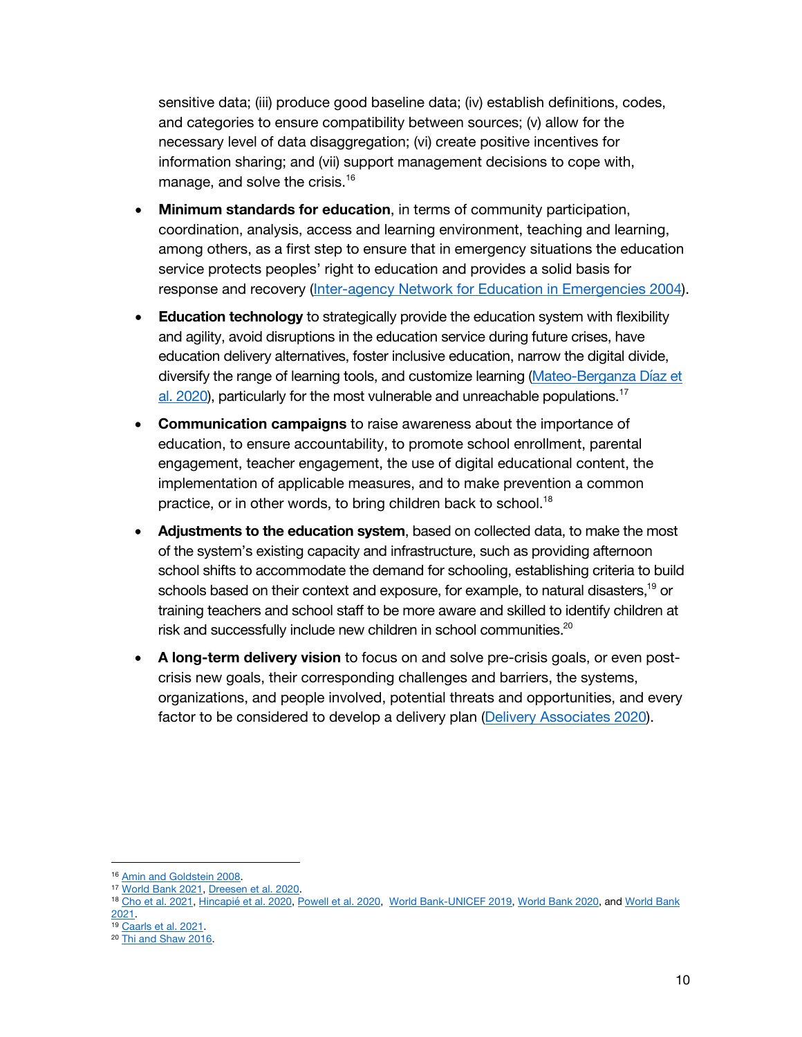sensitive data; (iii) produce good baseline data; (iv) establish definitions, codes, and categories to ensure compatibility between sources; (v) allow for the necessary level of data disaggregation; (vi) create positive incentives for information sharing; and (vii) support management decisions to cope with, manage, and solve the crisis.[16]

- **Minimum standards for education**, in terms of community participation, coordination, analysis, access and learning environment, teaching and learning, among others, as a first step to ensure that in emergency situations the education service protects peoples' right to education and provides a solid basis for response and recovery (Inter-agency Network for Education in Emergencies 2004).
- **Education technology** to strategically provide the education system with flexibility and agility, avoid disruptions in the education service during future crises, have education delivery alternatives, foster inclusive education, narrow the digital divide, diversify the range of learning tools, and customize learning (Mateo-Berganza Díaz et al. 2020), particularly for the most vulnerable and unreachable populations.[17]
- **Communication campaigns** to raise awareness about the importance of education, to ensure accountability, to promote school enrollment, parental engagement, teacher engagement, the use of digital educational content, the implementation of applicable measures, and to make prevention a common practice, or in other words, to bring children back to school.[18]
- **Adjustments to the education system**, based on collected data, to make the most of the system's existing capacity and infrastructure, such as providing afternoon school shifts to accommodate the demand for schooling, establishing criteria to build schools based on their context and exposure, for example, to natural disasters,[19] or training teachers and school staff to be more aware and skilled to identify children at risk and successfully include new children in school communities.[20]
- **A long-term delivery vision** to focus on and solve pre-crisis goals, or even post-crisis new goals, their corresponding challenges and barriers, the systems, organizations, and people involved, potential threats and opportunities, and every factor to be considered to develop a delivery plan (Delivery Associates 2020).

---

[16] Amin and Goldstein 2008.
[17] World Bank 2021, Dreesen et al. 2020.
[18] Cho et al. 2021, Hincapié et al. 2020, Powell et al. 2020, World Bank-UNICEF 2019, World Bank 2020, and World Bank 2021.
[19] Caarls et al. 2021.
[20] Thi and Shaw 2016.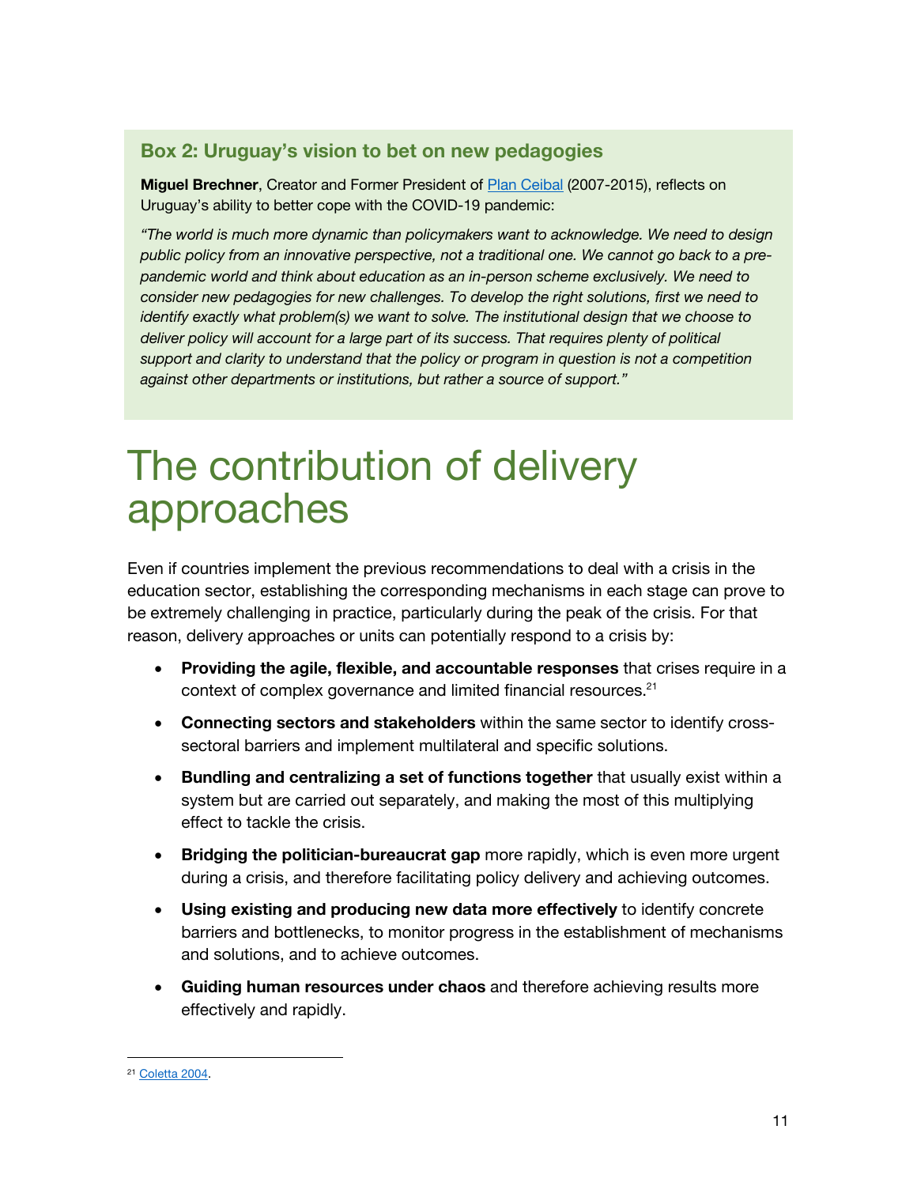### Box 2: Uruguay's vision to bet on new pedagogies

**Miguel Brechner**, Creator and Former President of [Plan Ceibal](Plan Ceibal) (2007-2015), reflects on Uruguay's ability to better cope with the COVID-19 pandemic:

*"The world is much more dynamic than policymakers want to acknowledge. We need to design public policy from an innovative perspective, not a traditional one. We cannot go back to a pre-pandemic world and think about education as an in-person scheme exclusively. We need to consider new pedagogies for new challenges. To develop the right solutions, first we need to identify exactly what problem(s) we want to solve. The institutional design that we choose to deliver policy will account for a large part of its success. That requires plenty of political support and clarity to understand that the policy or program in question is not a competition against other departments or institutions, but rather a source of support."*

# The contribution of delivery approaches

Even if countries implement the previous recommendations to deal with a crisis in the education sector, establishing the corresponding mechanisms in each stage can prove to be extremely challenging in practice, particularly during the peak of the crisis. For that reason, delivery approaches or units can potentially respond to a crisis by:

- **Providing the agile, flexible, and accountable responses** that crises require in a context of complex governance and limited financial resources.[21]
- **Connecting sectors and stakeholders** within the same sector to identify cross-sectoral barriers and implement multilateral and specific solutions.
- **Bundling and centralizing a set of functions together** that usually exist within a system but are carried out separately, and making the most of this multiplying effect to tackle the crisis.
- **Bridging the politician-bureaucrat gap** more rapidly, which is even more urgent during a crisis, and therefore facilitating policy delivery and achieving outcomes.
- **Using existing and producing new data more effectively** to identify concrete barriers and bottlenecks, to monitor progress in the establishment of mechanisms and solutions, and to achieve outcomes.
- **Guiding human resources under chaos** and therefore achieving results more effectively and rapidly.

---

[21] Coletta 2004.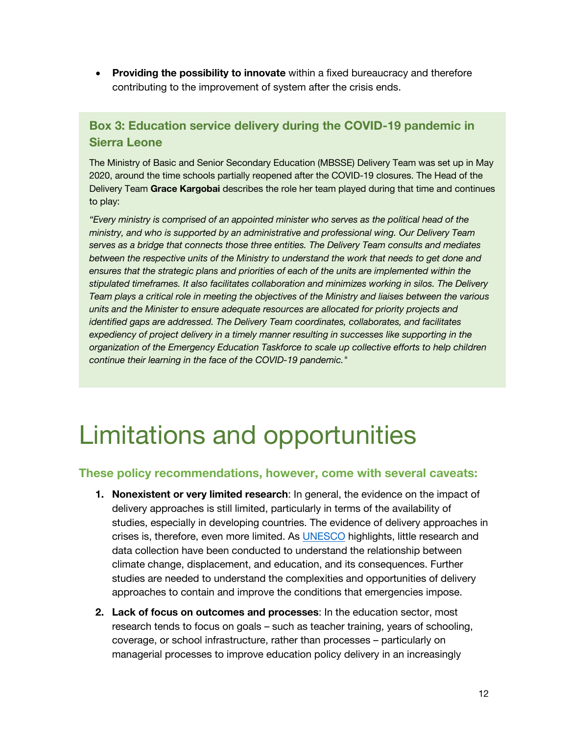- **Providing the possibility to innovate** within a fixed bureaucracy and therefore contributing to the improvement of system after the crisis ends.

### Box 3: Education service delivery during the COVID-19 pandemic in Sierra Leone

The Ministry of Basic and Senior Secondary Education (MBSSE) Delivery Team was set up in May 2020, around the time schools partially reopened after the COVID-19 closures. The Head of the Delivery Team **Grace Kargobai** describes the role her team played during that time and continues to play:

*"Every ministry is comprised of an appointed minister who serves as the political head of the ministry, and who is supported by an administrative and professional wing. Our Delivery Team serves as a bridge that connects those three entities. The Delivery Team consults and mediates between the respective units of the Ministry to understand the work that needs to get done and ensures that the strategic plans and priorities of each of the units are implemented within the stipulated timeframes. It also facilitates collaboration and minimizes working in silos. The Delivery Team plays a critical role in meeting the objectives of the Ministry and liaises between the various units and the Minister to ensure adequate resources are allocated for priority projects and identified gaps are addressed. The Delivery Team coordinates, collaborates, and facilitates expediency of project delivery in a timely manner resulting in successes like supporting in the organization of the Emergency Education Taskforce to scale up collective efforts to help children continue their learning in the face of the COVID-19 pandemic."*

# Limitations and opportunities

### These policy recommendations, however, come with several caveats:

1. **Nonexistent or very limited research**: In general, the evidence on the impact of delivery approaches is still limited, particularly in terms of the availability of studies, especially in developing countries. The evidence of delivery approaches in crises is, therefore, even more limited. As UNESCO highlights, little research and data collection have been conducted to understand the relationship between climate change, displacement, and education, and its consequences. Further studies are needed to understand the complexities and opportunities of delivery approaches to contain and improve the conditions that emergencies impose.
2. **Lack of focus on outcomes and processes**: In the education sector, most research tends to focus on goals – such as teacher training, years of schooling, coverage, or school infrastructure, rather than processes – particularly on managerial processes to improve education policy delivery in an increasingly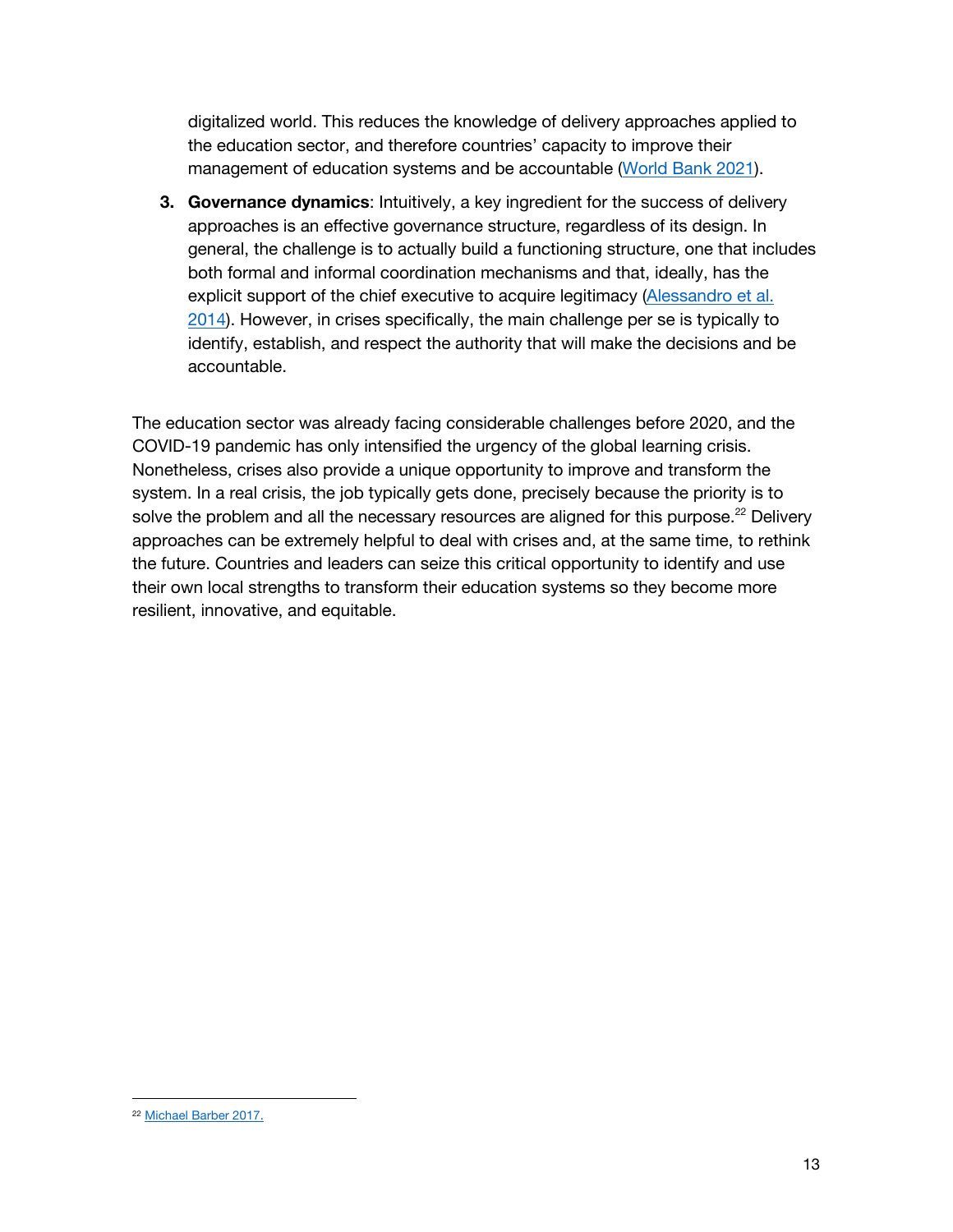digitalized world. This reduces the knowledge of delivery approaches applied to the education sector, and therefore countries' capacity to improve their management of education systems and be accountable (World Bank 2021).

3. **Governance dynamics**: Intuitively, a key ingredient for the success of delivery approaches is an effective governance structure, regardless of its design. In general, the challenge is to actually build a functioning structure, one that includes both formal and informal coordination mechanisms and that, ideally, has the explicit support of the chief executive to acquire legitimacy (Alessandro et al. 2014). However, in crises specifically, the main challenge per se is typically to identify, establish, and respect the authority that will make the decisions and be accountable.

The education sector was already facing considerable challenges before 2020, and the COVID-19 pandemic has only intensified the urgency of the global learning crisis. Nonetheless, crises also provide a unique opportunity to improve and transform the system. In a real crisis, the job typically gets done, precisely because the priority is to solve the problem and all the necessary resources are aligned for this purpose.[22] Delivery approaches can be extremely helpful to deal with crises and, at the same time, to rethink the future. Countries and leaders can seize this critical opportunity to identify and use their own local strengths to transform their education systems so they become more resilient, innovative, and equitable.

[22] Michael Barber 2017.